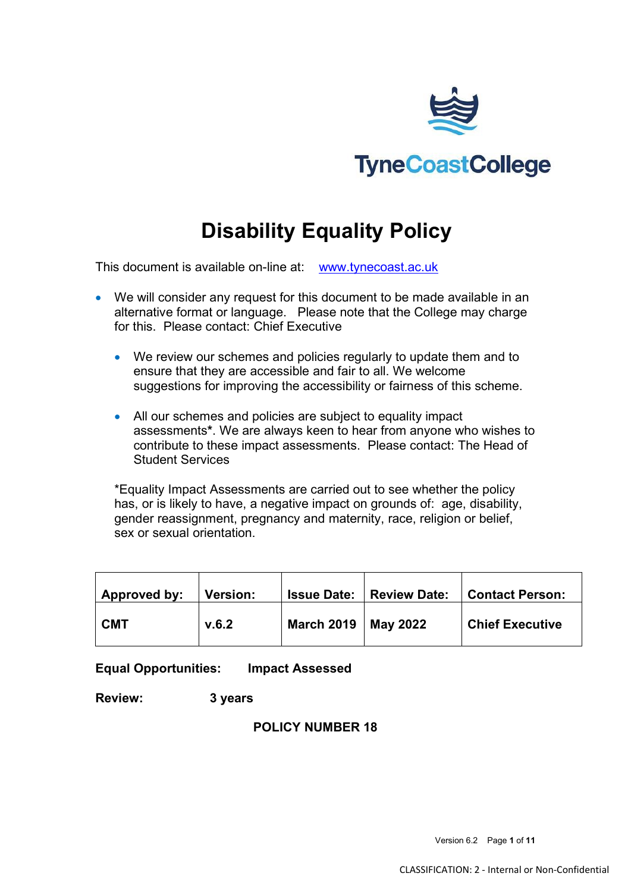# Disability Equality Policy

This document is available on-line at: www.tynecoast.ac.uk

- We will consider any request for this document to be made available in an alternative format or language. Please note that the College may charge for this. Please contact: Chief Executive

  - We review our schemes and policies regularly to update them and to ensure that they are accessible and fair to all. We welcome suggestions for improving the accessibility or fairness of this scheme.

  - All our schemes and policies are subject to equality impact assessments**\***. We are always keen to hear from anyone who wishes to contribute to these impact assessments. Please contact: The Head of Student Services

*Equality Impact Assessments are carried out to see whether the policy has, or is likely to have, a negative impact on grounds of: age, disability, gender reassignment, pregnancy and maternity, race, religion or belief, sex or sexual orientation.

| Approved by: | Version: | Issue Date: | Review Date: | Contact Person: |
|---|---|---|---|---|
| **CMT** | **v.6.2** | **March 2019** | **May 2022** | **Chief Executive** |

**Equal Opportunities:** **Impact Assessed**

**Review:** **3 years**

**POLICY NUMBER 18**

CLASSIFICATION: 2 - Internal or Non-Confidential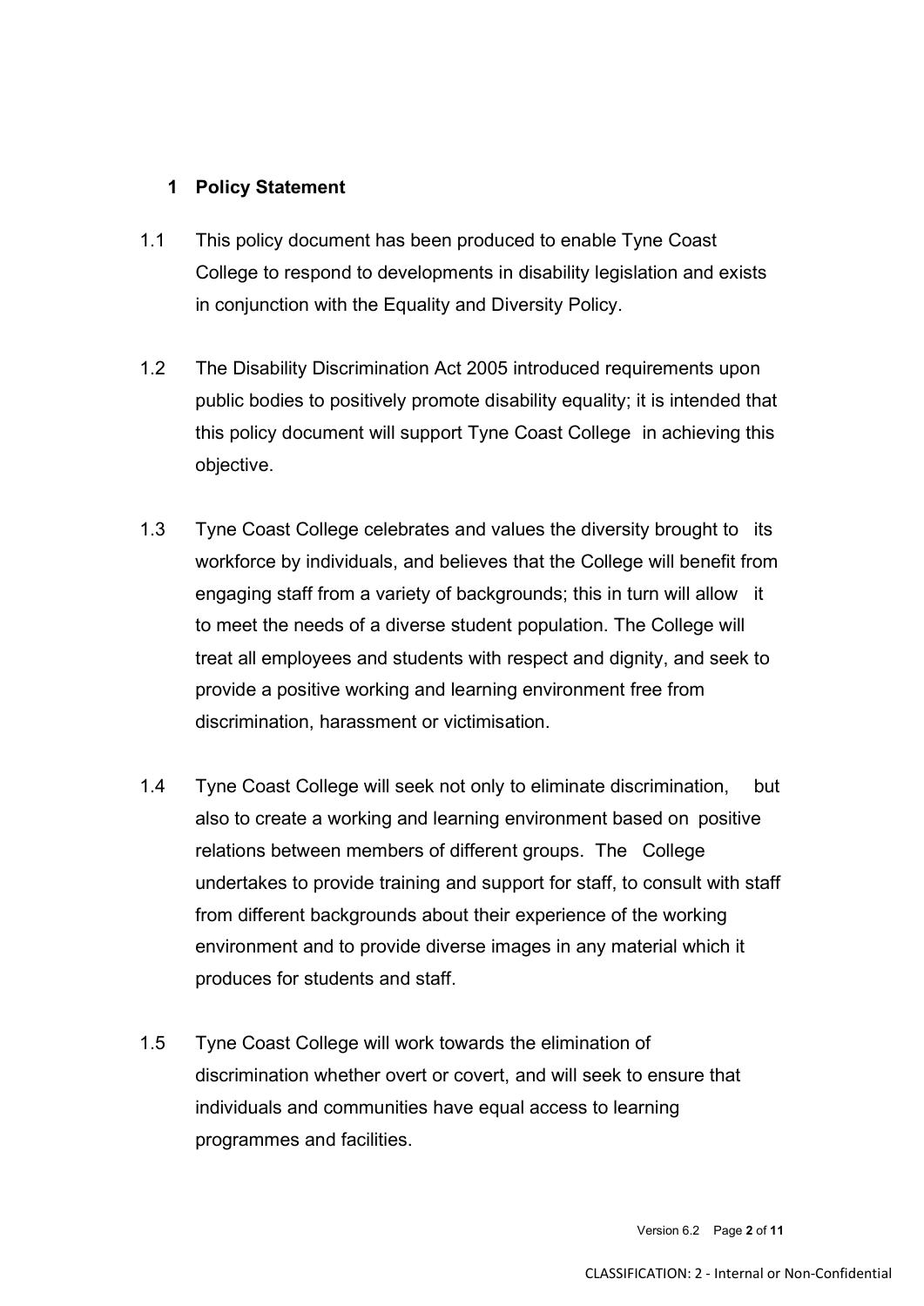## 1 Policy Statement

1.1 This policy document has been produced to enable Tyne Coast College to respond to developments in disability legislation and exists in conjunction with the Equality and Diversity Policy.

1.2 The Disability Discrimination Act 2005 introduced requirements upon public bodies to positively promote disability equality; it is intended that this policy document will support Tyne Coast College in achieving this objective.

1.3 Tyne Coast College celebrates and values the diversity brought to its workforce by individuals, and believes that the College will benefit from engaging staff from a variety of backgrounds; this in turn will allow it to meet the needs of a diverse student population. The College will treat all employees and students with respect and dignity, and seek to provide a positive working and learning environment free from discrimination, harassment or victimisation.

1.4 Tyne Coast College will seek not only to eliminate discrimination, but also to create a working and learning environment based on positive relations between members of different groups. The College undertakes to provide training and support for staff, to consult with staff from different backgrounds about their experience of the working environment and to provide diverse images in any material which it produces for students and staff.

1.5 Tyne Coast College will work towards the elimination of discrimination whether overt or covert, and will seek to ensure that individuals and communities have equal access to learning programmes and facilities.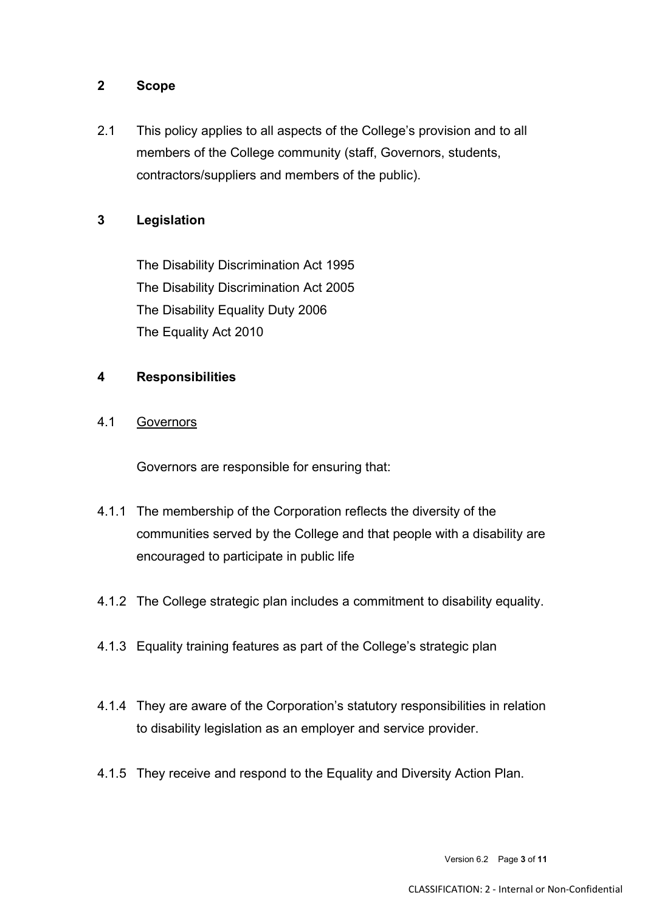## 2 Scope

2.1 This policy applies to all aspects of the College's provision and to all members of the College community (staff, Governors, students, contractors/suppliers and members of the public).

## 3 Legislation

The Disability Discrimination Act 1995
The Disability Discrimination Act 2005
The Disability Equality Duty 2006
The Equality Act 2010

## 4 Responsibilities

4.1 <u>Governors</u>

Governors are responsible for ensuring that:

4.1.1 The membership of the Corporation reflects the diversity of the communities served by the College and that people with a disability are encouraged to participate in public life

4.1.2 The College strategic plan includes a commitment to disability equality.

4.1.3 Equality training features as part of the College's strategic plan

4.1.4 They are aware of the Corporation's statutory responsibilities in relation to disability legislation as an employer and service provider.

4.1.5 They receive and respond to the Equality and Diversity Action Plan.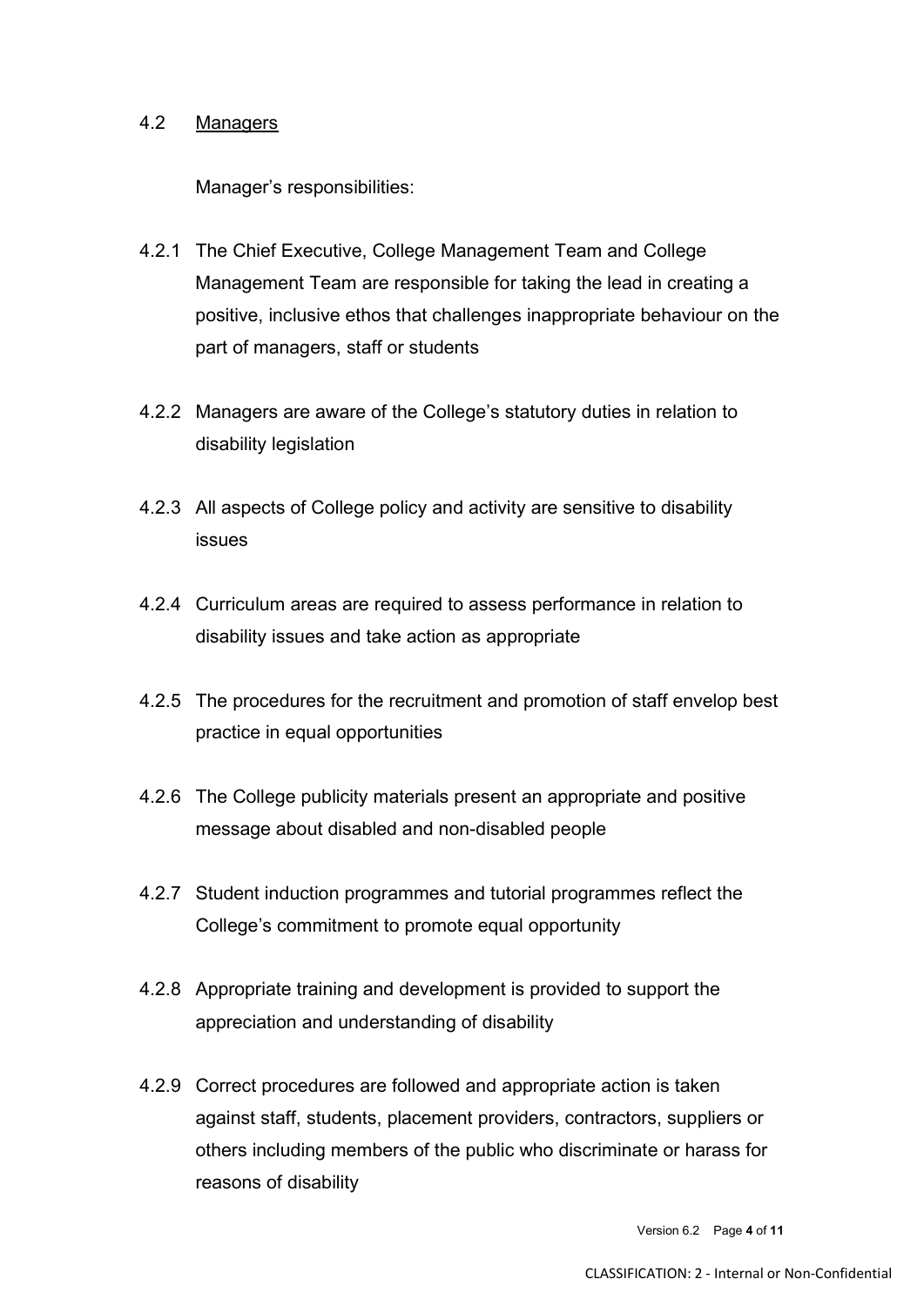## 4.2 Managers

Manager's responsibilities:

4.2.1 The Chief Executive, College Management Team and College Management Team are responsible for taking the lead in creating a positive, inclusive ethos that challenges inappropriate behaviour on the part of managers, staff or students

4.2.2 Managers are aware of the College's statutory duties in relation to disability legislation

4.2.3 All aspects of College policy and activity are sensitive to disability issues

4.2.4 Curriculum areas are required to assess performance in relation to disability issues and take action as appropriate

4.2.5 The procedures for the recruitment and promotion of staff envelop best practice in equal opportunities

4.2.6 The College publicity materials present an appropriate and positive message about disabled and non-disabled people

4.2.7 Student induction programmes and tutorial programmes reflect the College's commitment to promote equal opportunity

4.2.8 Appropriate training and development is provided to support the appreciation and understanding of disability

4.2.9 Correct procedures are followed and appropriate action is taken against staff, students, placement providers, contractors, suppliers or others including members of the public who discriminate or harass for reasons of disability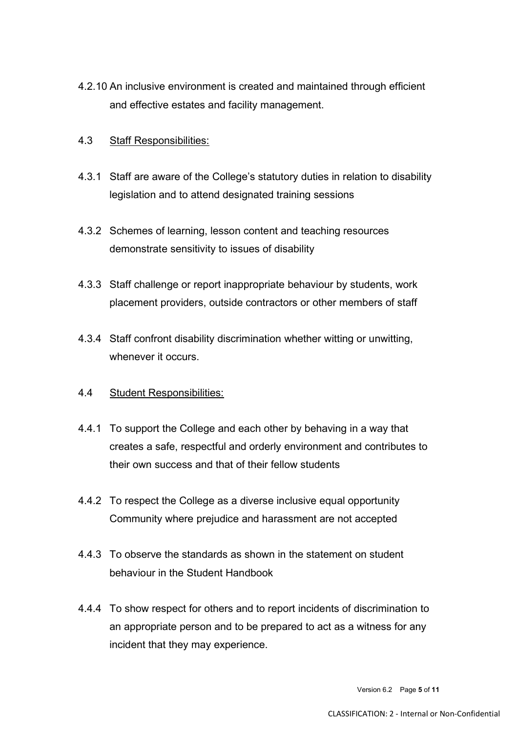4.2.10 An inclusive environment is created and maintained through efficient and effective estates and facility management.

4.3 <u>Staff Responsibilities:</u>

4.3.1 Staff are aware of the College's statutory duties in relation to disability legislation and to attend designated training sessions

4.3.2 Schemes of learning, lesson content and teaching resources demonstrate sensitivity to issues of disability

4.3.3 Staff challenge or report inappropriate behaviour by students, work placement providers, outside contractors or other members of staff

4.3.4 Staff confront disability discrimination whether witting or unwitting, whenever it occurs.

4.4 <u>Student Responsibilities:</u>

4.4.1 To support the College and each other by behaving in a way that creates a safe, respectful and orderly environment and contributes to their own success and that of their fellow students

4.4.2 To respect the College as a diverse inclusive equal opportunity Community where prejudice and harassment are not accepted

4.4.3 To observe the standards as shown in the statement on student behaviour in the Student Handbook

4.4.4 To show respect for others and to report incidents of discrimination to an appropriate person and to be prepared to act as a witness for any incident that they may experience.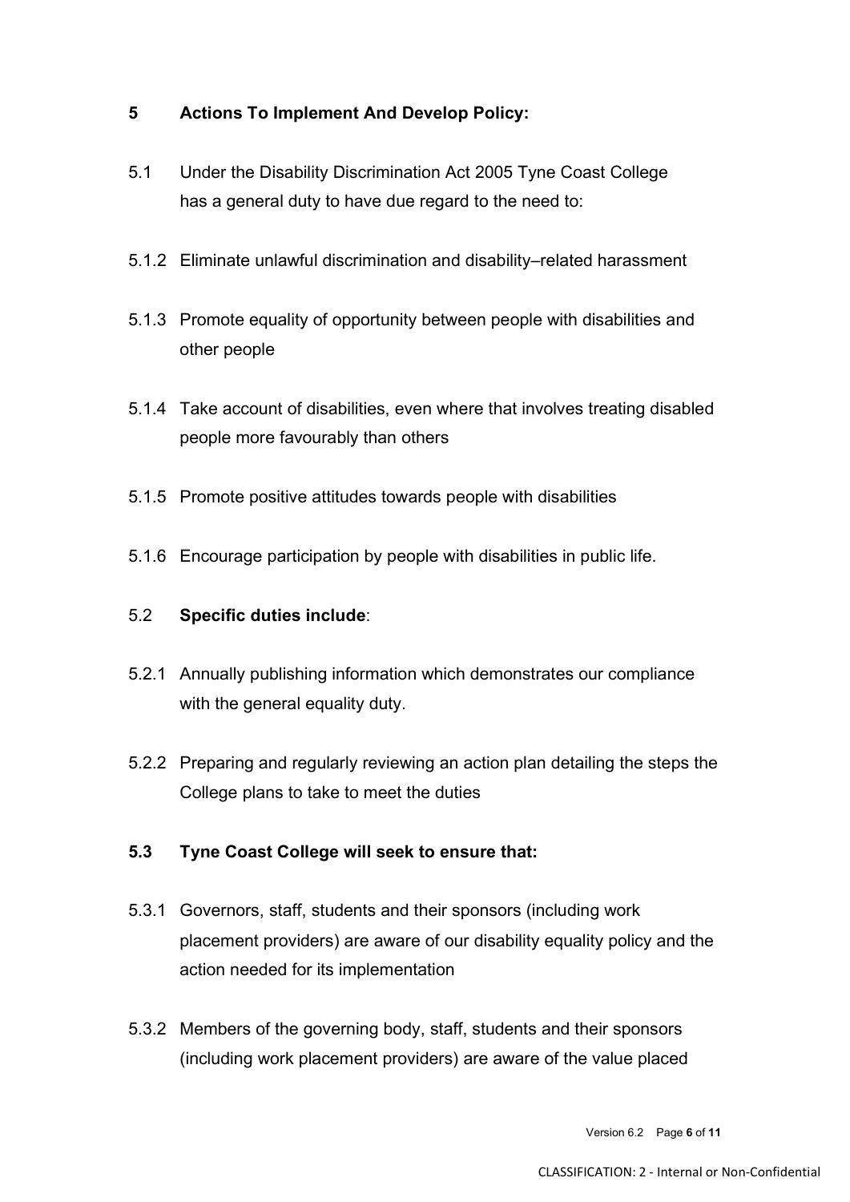## 5 Actions To Implement And Develop Policy:

5.1 Under the Disability Discrimination Act 2005 Tyne Coast College has a general duty to have due regard to the need to:

5.1.2 Eliminate unlawful discrimination and disability–related harassment

5.1.3 Promote equality of opportunity between people with disabilities and other people

5.1.4 Take account of disabilities, even where that involves treating disabled people more favourably than others

5.1.5 Promote positive attitudes towards people with disabilities

5.1.6 Encourage participation by people with disabilities in public life.

5.2 **Specific duties include**:

5.2.1 Annually publishing information which demonstrates our compliance with the general equality duty.

5.2.2 Preparing and regularly reviewing an action plan detailing the steps the College plans to take to meet the duties

**5.3 Tyne Coast College will seek to ensure that:**

5.3.1 Governors, staff, students and their sponsors (including work placement providers) are aware of our disability equality policy and the action needed for its implementation

5.3.2 Members of the governing body, staff, students and their sponsors (including work placement providers) are aware of the value placed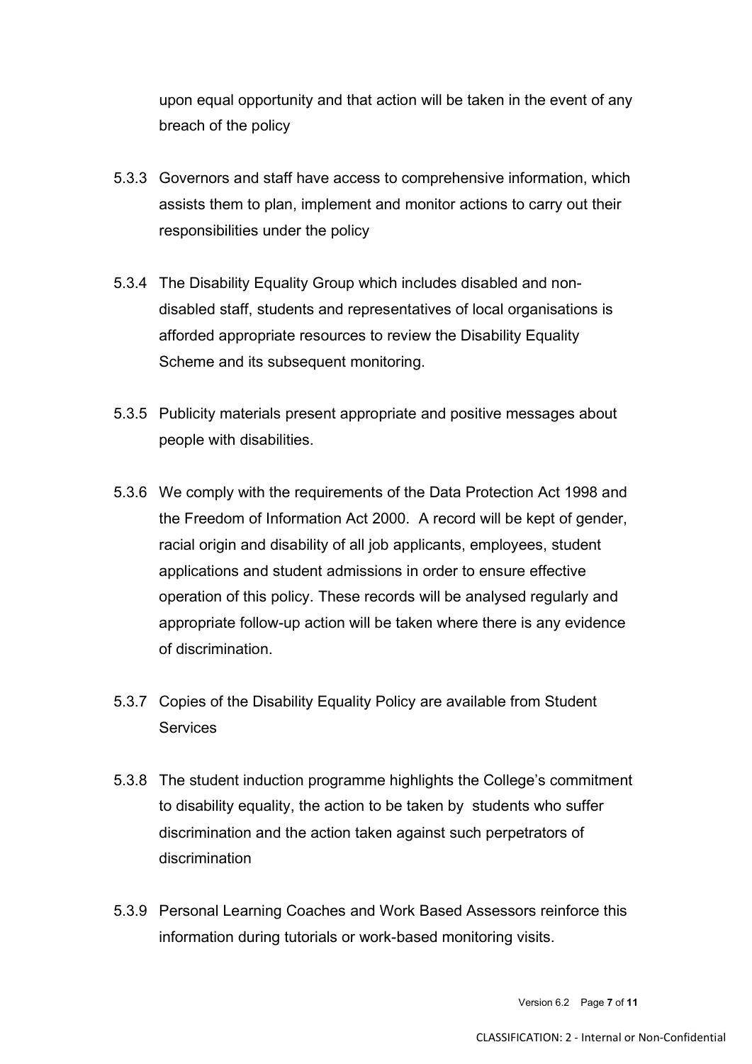upon equal opportunity and that action will be taken in the event of any breach of the policy

5.3.3 Governors and staff have access to comprehensive information, which assists them to plan, implement and monitor actions to carry out their responsibilities under the policy

5.3.4 The Disability Equality Group which includes disabled and non-disabled staff, students and representatives of local organisations is afforded appropriate resources to review the Disability Equality Scheme and its subsequent monitoring.

5.3.5 Publicity materials present appropriate and positive messages about people with disabilities.

5.3.6 We comply with the requirements of the Data Protection Act 1998 and the Freedom of Information Act 2000. A record will be kept of gender, racial origin and disability of all job applicants, employees, student applications and student admissions in order to ensure effective operation of this policy. These records will be analysed regularly and appropriate follow-up action will be taken where there is any evidence of discrimination.

5.3.7 Copies of the Disability Equality Policy are available from Student Services

5.3.8 The student induction programme highlights the College's commitment to disability equality, the action to be taken by students who suffer discrimination and the action taken against such perpetrators of discrimination

5.3.9 Personal Learning Coaches and Work Based Assessors reinforce this information during tutorials or work-based monitoring visits.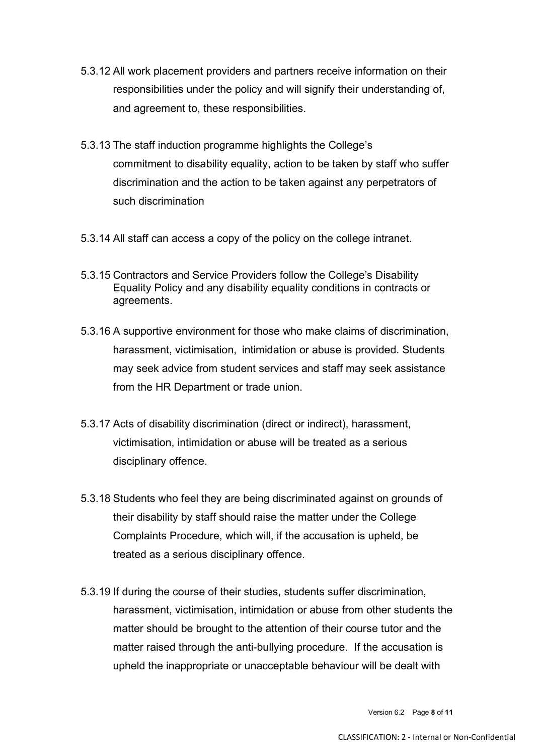5.3.12 All work placement providers and partners receive information on their responsibilities under the policy and will signify their understanding of, and agreement to, these responsibilities.

5.3.13 The staff induction programme highlights the College's commitment to disability equality, action to be taken by staff who suffer discrimination and the action to be taken against any perpetrators of such discrimination

5.3.14 All staff can access a copy of the policy on the college intranet.

5.3.15 Contractors and Service Providers follow the College's Disability Equality Policy and any disability equality conditions in contracts or agreements.

5.3.16 A supportive environment for those who make claims of discrimination, harassment, victimisation, intimidation or abuse is provided. Students may seek advice from student services and staff may seek assistance from the HR Department or trade union.

5.3.17 Acts of disability discrimination (direct or indirect), harassment, victimisation, intimidation or abuse will be treated as a serious disciplinary offence.

5.3.18 Students who feel they are being discriminated against on grounds of their disability by staff should raise the matter under the College Complaints Procedure, which will, if the accusation is upheld, be treated as a serious disciplinary offence.

5.3.19 If during the course of their studies, students suffer discrimination, harassment, victimisation, intimidation or abuse from other students the matter should be brought to the attention of their course tutor and the matter raised through the anti-bullying procedure. If the accusation is upheld the inappropriate or unacceptable behaviour will be dealt with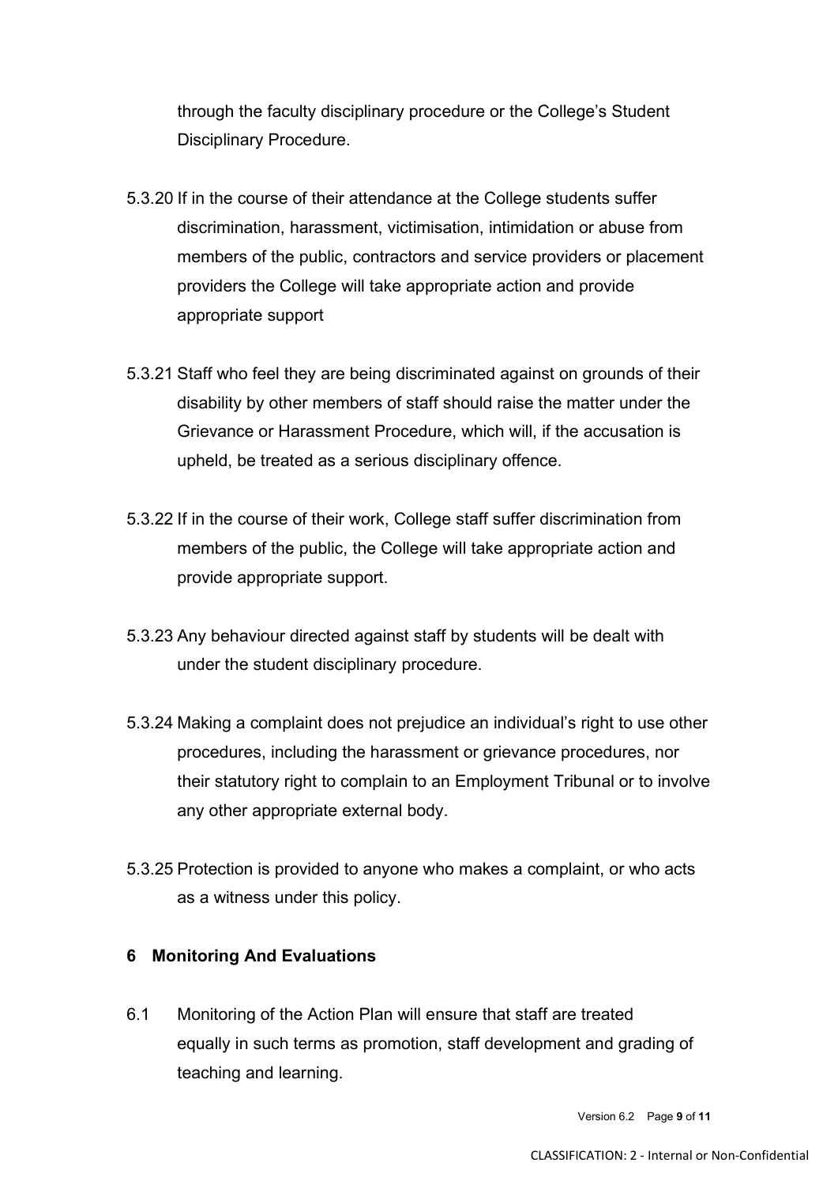through the faculty disciplinary procedure or the College's Student Disciplinary Procedure.

5.3.20 If in the course of their attendance at the College students suffer discrimination, harassment, victimisation, intimidation or abuse from members of the public, contractors and service providers or placement providers the College will take appropriate action and provide appropriate support

5.3.21 Staff who feel they are being discriminated against on grounds of their disability by other members of staff should raise the matter under the Grievance or Harassment Procedure, which will, if the accusation is upheld, be treated as a serious disciplinary offence.

5.3.22 If in the course of their work, College staff suffer discrimination from members of the public, the College will take appropriate action and provide appropriate support.

5.3.23 Any behaviour directed against staff by students will be dealt with under the student disciplinary procedure.

5.3.24 Making a complaint does not prejudice an individual's right to use other procedures, including the harassment or grievance procedures, nor their statutory right to complain to an Employment Tribunal or to involve any other appropriate external body.

5.3.25 Protection is provided to anyone who makes a complaint, or who acts as a witness under this policy.

## 6 Monitoring And Evaluations

6.1 Monitoring of the Action Plan will ensure that staff are treated equally in such terms as promotion, staff development and grading of teaching and learning.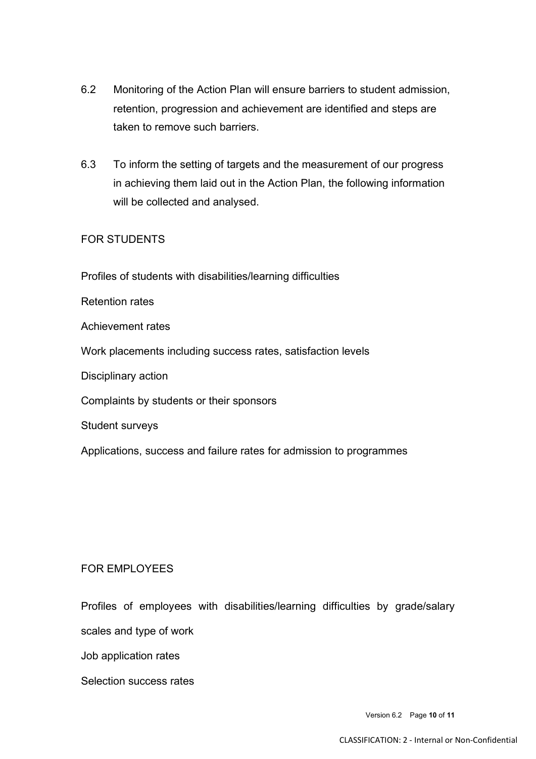6.2 Monitoring of the Action Plan will ensure barriers to student admission, retention, progression and achievement are identified and steps are taken to remove such barriers.

6.3 To inform the setting of targets and the measurement of our progress in achieving them laid out in the Action Plan, the following information will be collected and analysed.

FOR STUDENTS

Profiles of students with disabilities/learning difficulties

Retention rates

Achievement rates

Work placements including success rates, satisfaction levels

Disciplinary action

Complaints by students or their sponsors

Student surveys

Applications, success and failure rates for admission to programmes

FOR EMPLOYEES

Profiles of employees with disabilities/learning difficulties by grade/salary scales and type of work

Job application rates

Selection success rates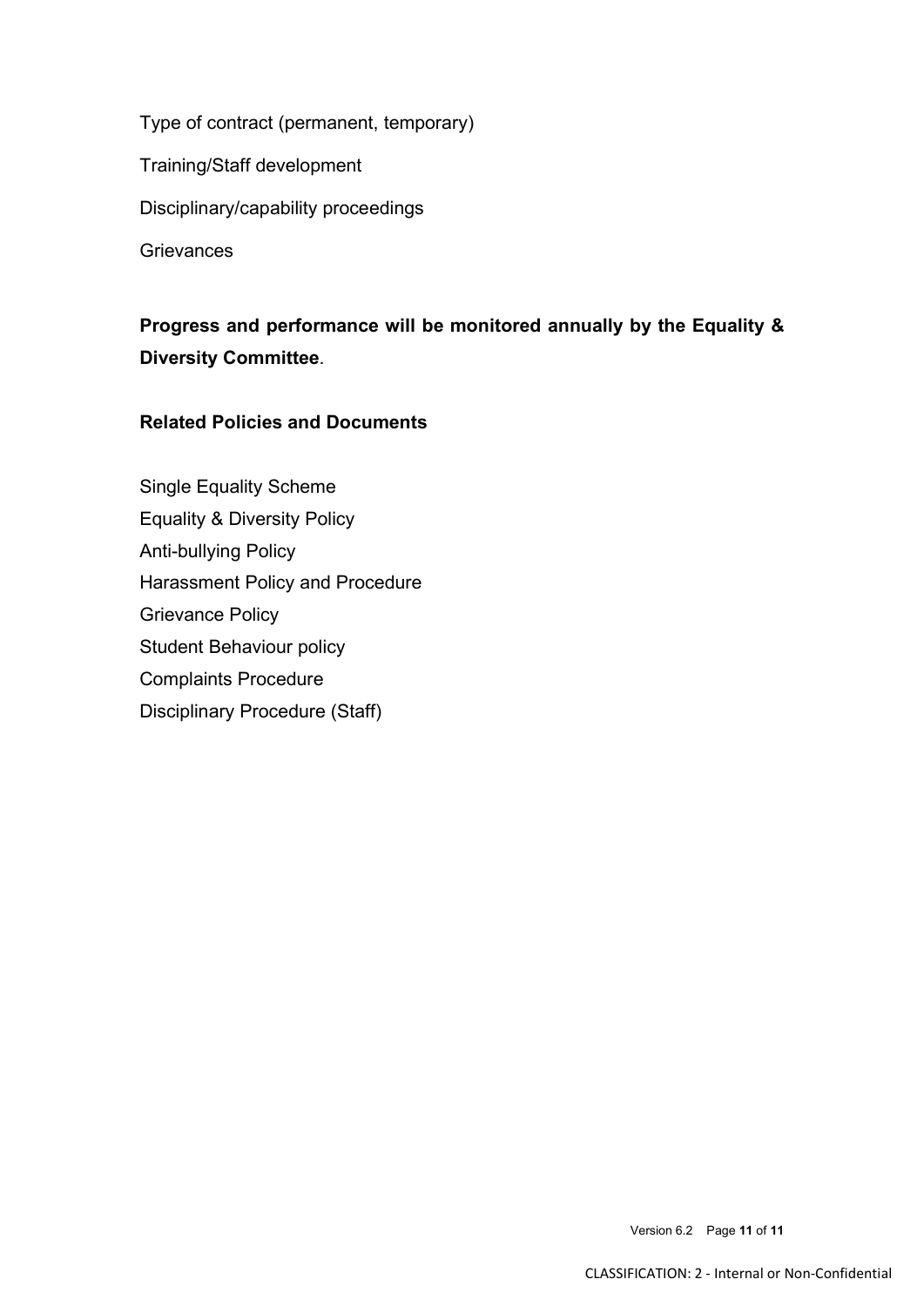Type of contract (permanent, temporary)

Training/Staff development

Disciplinary/capability proceedings

Grievances

**Progress and performance will be monitored annually by the Equality & Diversity Committee**.

**Related Policies and Documents**

Single Equality Scheme
Equality & Diversity Policy
Anti-bullying Policy
Harassment Policy and Procedure
Grievance Policy
Student Behaviour policy
Complaints Procedure
Disciplinary Procedure (Staff)